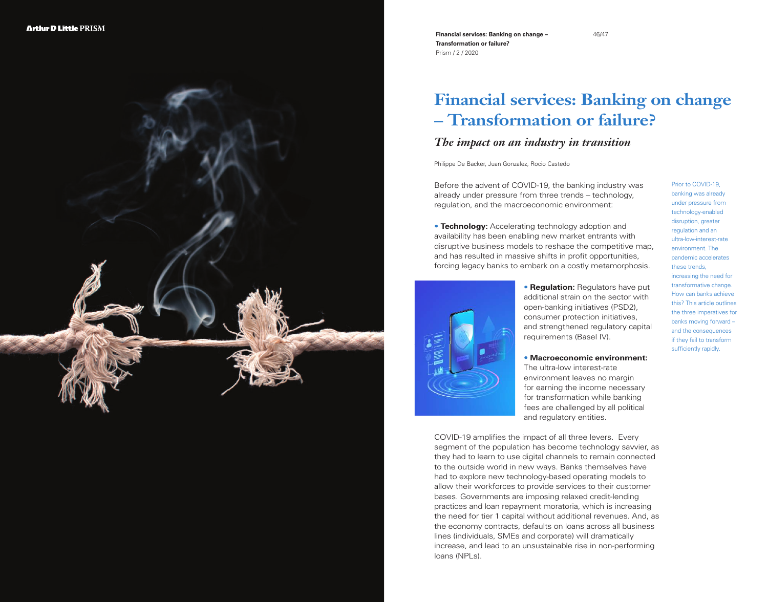# Financial services: Banking on change – Transformation or failure?

## *The impact on an industry in transition*

Philippe De Backer, Juan Gonzalez, Rocio Castedo

Prior to COVID-19, banking was already under pressure from technology-enabled disruption, greater regulation and an ultra-low-interest-rate environment. The pandemic accelerates these trends, increasing the need for transformative change. How can banks achieve this? This article outlines the three imperatives for banks moving forward – and the consequences if they fail to transform sufficiently rapidly.

Before the advent of COVID-19, the banking industry was already under pressure from three trends – technology, regulation, and the macroeconomic environment:

- **Technology:** Accelerating technology adoption and availability has been enabling new market entrants with disruptive business models to reshape the competitive map, and has resulted in massive shifts in profit opportunities, forcing legacy banks to embark on a costly metamorphosis.
- **Regulation:** Regulators have put additional strain on the sector with open-banking initiatives (PSD2), consumer protection initiatives, and strengthened regulatory capital requirements (Basel IV).
- **Macroeconomic environment:** The ultra-low interest-rate environment leaves no margin for earning the income necessary for transformation while banking fees are challenged by all political and regulatory entities.

COVID-19 amplifies the impact of all three levers. Every segment of the population has become technology savvier, as they had to learn to use digital channels to remain connected to the outside world in new ways. Banks themselves have had to explore new technology-based operating models to allow their workforces to provide services to their customer bases. Governments are imposing relaxed credit-lending practices and loan repayment moratoria, which is increasing the need for tier 1 capital without additional revenues. And, as the economy contracts, defaults on loans across all business lines (individuals, SMEs and corporate) will dramatically increase, and lead to an unsustainable rise in non-performing loans (NPLs).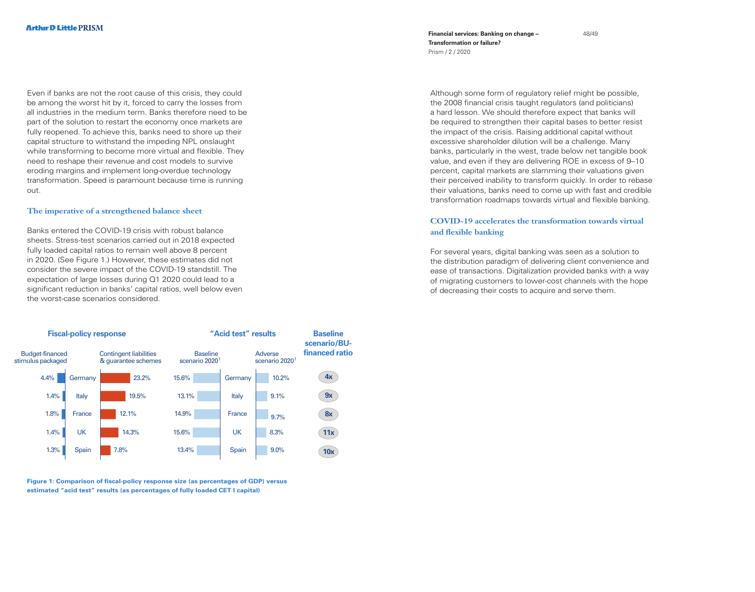Even if banks are not the root cause of this crisis, they could be among the worst hit by it, forced to carry the losses from all industries in the medium term. Banks therefore need to be part of the solution to restart the economy once markets are fully reopened. To achieve this, banks need to shore up their capital structure to withstand the impeding NPL onslaught while transforming to become more virtual and flexible. They need to reshape their revenue and cost models to survive eroding margins and implement long-overdue technology transformation. Speed is paramount because time is running out.

## The imperative of a strengthened balance sheet

Banks entered the COVID-19 crisis with robust balance sheets. Stress-test scenarios carried out in 2018 expected fully loaded capital ratios to remain well above 8 percent in 2020. (See Figure 1.) However, these estimates did not consider the severe impact of the COVID-19 standstill. The expectation of large losses during Q1 2020 could lead to a significant reduction in banks' capital ratios, well below even the worst-case scenarios considered.

| | Fiscal-policy response | | "Acid test" results | | Baseline scenario/BU-financed ratio |
|---|---|---|---|---|---|
| | Budget-financed stimulus packaged | Contingent liabilities & guarantee schemes | Baseline scenario 2020[1] | Adverse scenario 2020[1] | |
| Germany | 4.4% | 23.2% | 15.6% | 10.2% | 4x |
| Italy | 1.4% | 19.5% | 13.1% | 9.1% | 9x |
| France | 1.8% | 12.1% | 14.9% | 9.7% | 8x |
| UK | 1.4% | 14.3% | 15.6% | 8.3% | 11x |
| Spain | 1.3% | 7.8% | 13.4% | 9.0% | 10x |

**Figure 1: Comparison of fiscal-policy response size (as percentages of GDP) versus estimated "acid test" results (as percentages of fully loaded CET I capital)**

Although some form of regulatory relief might be possible, the 2008 financial crisis taught regulators (and politicians) a hard lesson. We should therefore expect that banks will be required to strengthen their capital bases to better resist the impact of the crisis. Raising additional capital without excessive shareholder dilution will be a challenge. Many banks, particularly in the west, trade below net tangible book value, and even if they are delivering ROE in excess of 9–10 percent, capital markets are slamming their valuations given their perceived inability to transform quickly. In order to rebase their valuations, banks need to come up with fast and credible transformation roadmaps towards virtual and flexible banking.

## COVID-19 accelerates the transformation towards virtual and flexible banking

For several years, digital banking was seen as a solution to the distribution paradigm of delivering client convenience and ease of transactions. Digitalization provided banks with a way of migrating customers to lower-cost channels with the hope of decreasing their costs to acquire and serve them.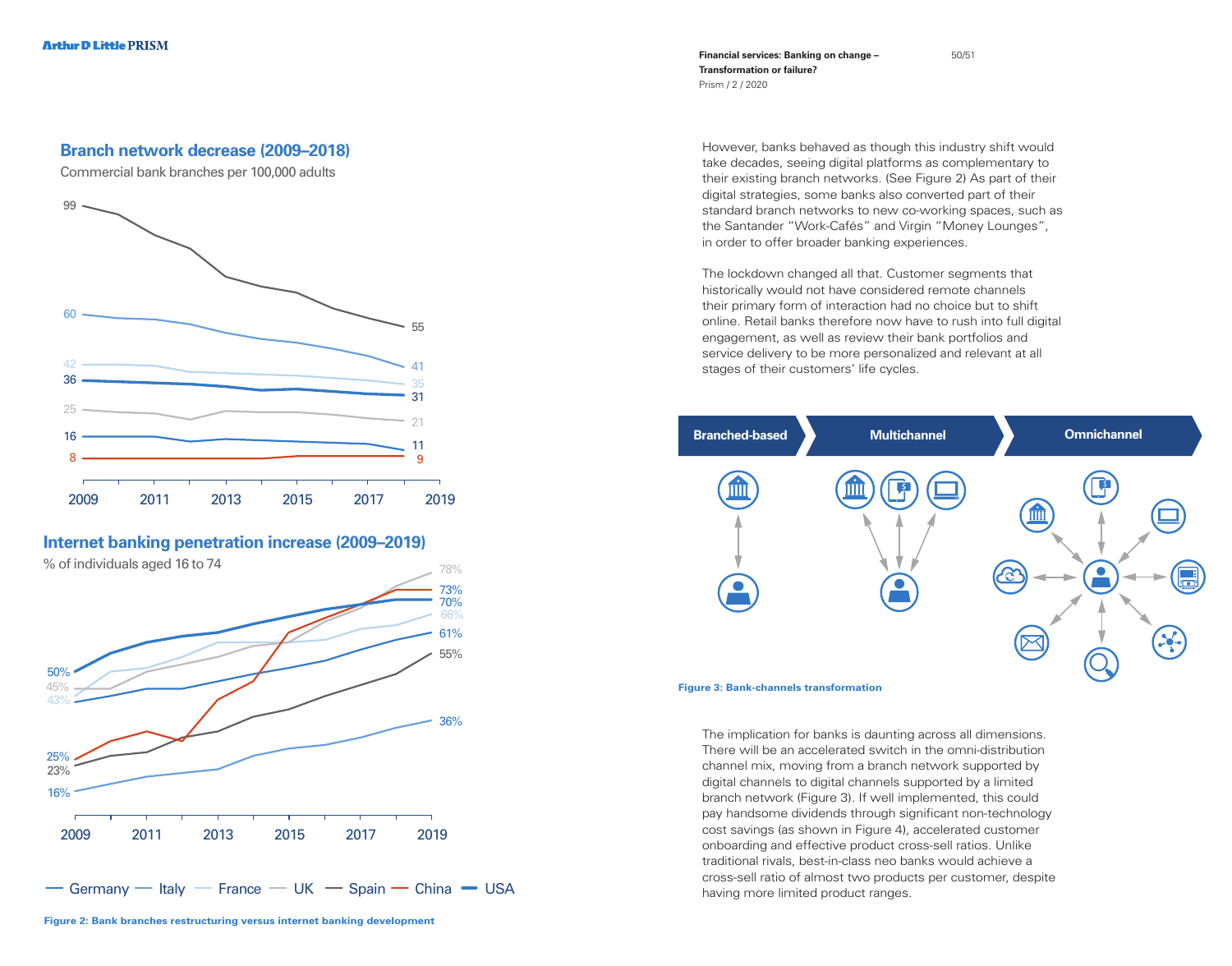### Branch network decrease (2009–2018)

Commercial bank branches per 100,000 adults

### Internet banking penetration increase (2009–2019)

% of individuals aged 16 to 74

Germany — Italy — France — UK — Spain — China — USA

Figure 2: Bank branches restructuring versus internet banking development

However, banks behaved as though this industry shift would take decades, seeing digital platforms as complementary to their existing branch networks. (See Figure 2) As part of their digital strategies, some banks also converted part of their standard branch networks to new co-working spaces, such as the Santander "Work-Cafés" and Virgin "Money Lounges", in order to offer broader banking experiences.

The lockdown changed all that. Customer segments that historically would not have considered remote channels their primary form of interaction had no choice but to shift online. Retail banks therefore now have to rush into full digital engagement, as well as review their bank portfolios and service delivery to be more personalized and relevant at all stages of their customers' life cycles.

Branched-based → Multichannel → Omnichannel

Figure 3: Bank-channels transformation

The implication for banks is daunting across all dimensions. There will be an accelerated switch in the omni-distribution channel mix, moving from a branch network supported by digital channels to digital channels supported by a limited branch network (Figure 3). If well implemented, this could pay handsome dividends through significant non-technology cost savings (as shown in Figure 4), accelerated customer onboarding and effective product cross-sell ratios. Unlike traditional rivals, best-in-class neo banks would achieve a cross-sell ratio of almost two products per customer, despite having more limited product ranges.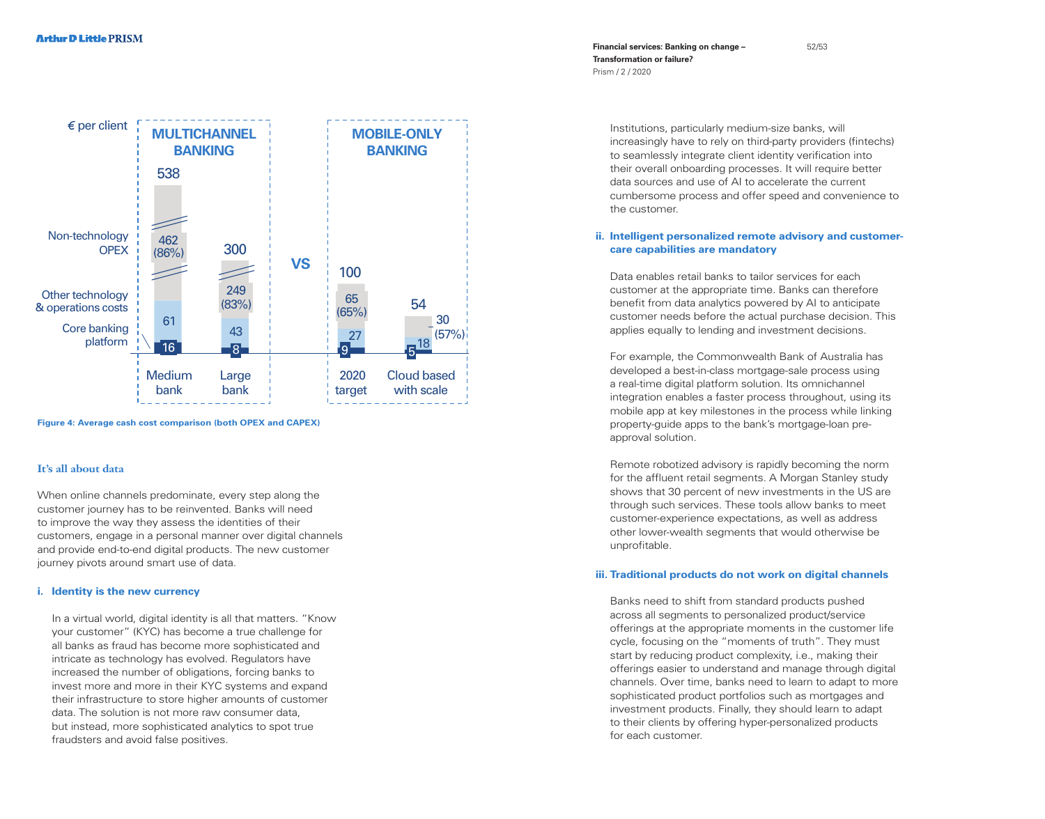€ per client

| | MULTICHANNEL BANKING | | MOBILE-ONLY BANKING | |
|---|---|---|---|---|
| | Medium bank | Large bank | 2020 target | Cloud based with scale |
| Total | 538 | 300 | 100 | 54 |
| Non-technology OPEX | 462 (86%) | 249 (83%) | 65 (65%) | 30 (57%) |
| Other technology & operations costs | 61 | 43 | 27 | 18 |
| Core banking platform | 16 | 8 | 9 | 5 |

**Figure 4: Average cash cost comparison (both OPEX and CAPEX)**

## It's all about data

When online channels predominate, every step along the customer journey has to be reinvented. Banks will need to improve the way they assess the identities of their customers, engage in a personal manner over digital channels and provide end-to-end digital products. The new customer journey pivots around smart use of data.

### i. Identity is the new currency

In a virtual world, digital identity is all that matters. "Know your customer" (KYC) has become a true challenge for all banks as fraud has become more sophisticated and intricate as technology has evolved. Regulators have increased the number of obligations, forcing banks to invest more and more in their KYC systems and expand their infrastructure to store higher amounts of customer data. The solution is not more raw consumer data, but instead, more sophisticated analytics to spot true fraudsters and avoid false positives.

Institutions, particularly medium-size banks, will increasingly have to rely on third-party providers (fintechs) to seamlessly integrate client identity verification into their overall onboarding processes. It will require better data sources and use of AI to accelerate the current cumbersome process and offer speed and convenience to the customer.

### ii. Intelligent personalized remote advisory and customer-care capabilities are mandatory

Data enables retail banks to tailor services for each customer at the appropriate time. Banks can therefore benefit from data analytics powered by AI to anticipate customer needs before the actual purchase decision. This applies equally to lending and investment decisions.

For example, the Commonwealth Bank of Australia has developed a best-in-class mortgage-sale process using a real-time digital platform solution. Its omnichannel integration enables a faster process throughout, using its mobile app at key milestones in the process while linking property-guide apps to the bank's mortgage-loan pre-approval solution.

Remote robotized advisory is rapidly becoming the norm for the affluent retail segments. A Morgan Stanley study shows that 30 percent of new investments in the US are through such services. These tools allow banks to meet customer-experience expectations, as well as address other lower-wealth segments that would otherwise be unprofitable.

### iii. Traditional products do not work on digital channels

Banks need to shift from standard products pushed across all segments to personalized product/service offerings at the appropriate moments in the customer life cycle, focusing on the "moments of truth". They must start by reducing product complexity, i.e., making their offerings easier to understand and manage through digital channels. Over time, banks need to learn to adapt to more sophisticated product portfolios such as mortgages and investment products. Finally, they should learn to adapt to their clients by offering hyper-personalized products for each customer.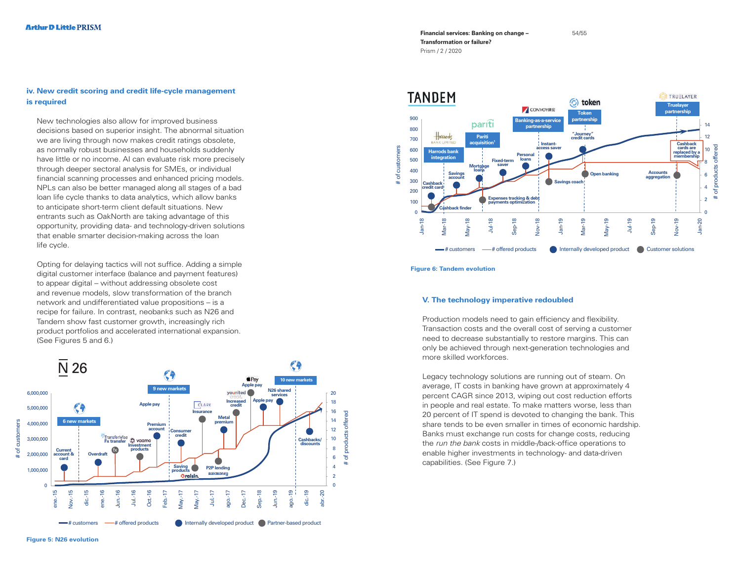### iv. New credit scoring and credit life-cycle management is required

New technologies also allow for improved business decisions based on superior insight. The abnormal situation we are living through now makes credit ratings obsolete, as normally robust businesses and households suddenly have little or no income. AI can evaluate risk more precisely through deeper sectoral analysis for SMEs, or individual financial scanning processes and enhanced pricing models. NPLs can also be better managed along all stages of a bad loan life cycle thanks to data analytics, which allow banks to anticipate short-term client default situations. New entrants such as OakNorth are taking advantage of this opportunity, providing data- and technology-driven solutions that enable smarter decision-making across the loan life cycle.

Opting for delaying tactics will not suffice. Adding a simple digital customer interface (balance and payment features) to appear digital – without addressing obsolete cost and revenue models, slow transformation of the branch network and undifferentiated value propositions – is a recipe for failure. In contrast, neobanks such as N26 and Tandem show fast customer growth, increasingly rich product portfolios and accelerated international expansion. (See Figures 5 and 6.)

Figure 5: N26 evolution

Figure 6: Tandem evolution

### V. The technology imperative redoubled

Production models need to gain efficiency and flexibility. Transaction costs and the overall cost of serving a customer need to decrease substantially to restore margins. This can only be achieved through next-generation technologies and more skilled workforces.

Legacy technology solutions are running out of steam. On average, IT costs in banking have grown at approximately 4 percent CAGR since 2013, wiping out cost reduction efforts in people and real estate. To make matters worse, less than 20 percent of IT spend is devoted to changing the bank. This share tends to be even smaller in times of economic hardship. Banks must exchange run costs for change costs, reducing the *run the bank* costs in middle-/back-office operations to enable higher investments in technology- and data-driven capabilities. (See Figure 7.)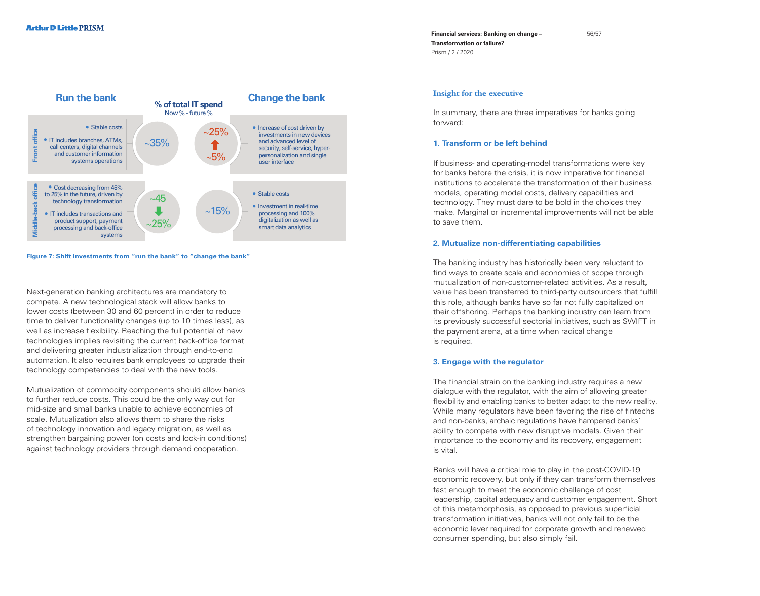## Run the bank / Change the bank

**% of total IT spend**
Now % - future %

| | Run the bank | Run the bank (% of total IT spend) | Change the bank (% of total IT spend) | Change the bank |
|---|---|---|---|---|
| **Front office** | • Stable costs<br>• IT includes branches, ATMs, call centers, digital channels and customer information systems operations | ~35% | ~5% ↑ ~25% | • Increase of cost driven by investments in new devices and advanced level of security, self-service, hyper-personalization and single user interface |
| **Middle-back office** | • Cost decreasing from 45% to 25% in the future, driven by technology transformation<br>• IT includes transactions and product support, payment processing and back-office systems | ~45 ↓ ~25% | ~15% | • Stable costs<br>• Investment in real-time processing and 100% digitalization as well as smart data analytics |

**Figure 7: Shift investments from "run the bank" to "change the bank"**

Next-generation banking architectures are mandatory to compete. A new technological stack will allow banks to lower costs (between 30 and 60 percent) in order to reduce time to deliver functionality changes (up to 10 times less), as well as increase flexibility. Reaching the full potential of new technologies implies revisiting the current back-office format and delivering greater industrialization through end-to-end automation. It also requires bank employees to upgrade their technology competencies to deal with the new tools.

Mutualization of commodity components should allow banks to further reduce costs. This could be the only way out for mid-size and small banks unable to achieve economies of scale. Mutualization also allows them to share the risks of technology innovation and legacy migration, as well as strengthen bargaining power (on costs and lock-in conditions) against technology providers through demand cooperation.

## Insight for the executive

In summary, there are three imperatives for banks going forward:

### 1. Transform or be left behind

If business- and operating-model transformations were key for banks before the crisis, it is now imperative for financial institutions to accelerate the transformation of their business models, operating model costs, delivery capabilities and technology. They must dare to be bold in the choices they make. Marginal or incremental improvements will not be able to save them.

### 2. Mutualize non-differentiating capabilities

The banking industry has historically been very reluctant to find ways to create scale and economies of scope through mutualization of non-customer-related activities. As a result, value has been transferred to third-party outsourcers that fulfill this role, although banks have so far not fully capitalized on their offshoring. Perhaps the banking industry can learn from its previously successful sectorial initiatives, such as SWIFT in the payment arena, at a time when radical change is required.

### 3. Engage with the regulator

The financial strain on the banking industry requires a new dialogue with the regulator, with the aim of allowing greater flexibility and enabling banks to better adapt to the new reality. While many regulators have been favoring the rise of fintechs and non-banks, archaic regulations have hampered banks' ability to compete with new disruptive models. Given their importance to the economy and its recovery, engagement is vital.

Banks will have a critical role to play in the post-COVID-19 economic recovery, but only if they can transform themselves fast enough to meet the economic challenge of cost leadership, capital adequacy and customer engagement. Short of this metamorphosis, as opposed to previous superficial transformation initiatives, banks will not only fail to be the economic lever required for corporate growth and renewed consumer spending, but also simply fail.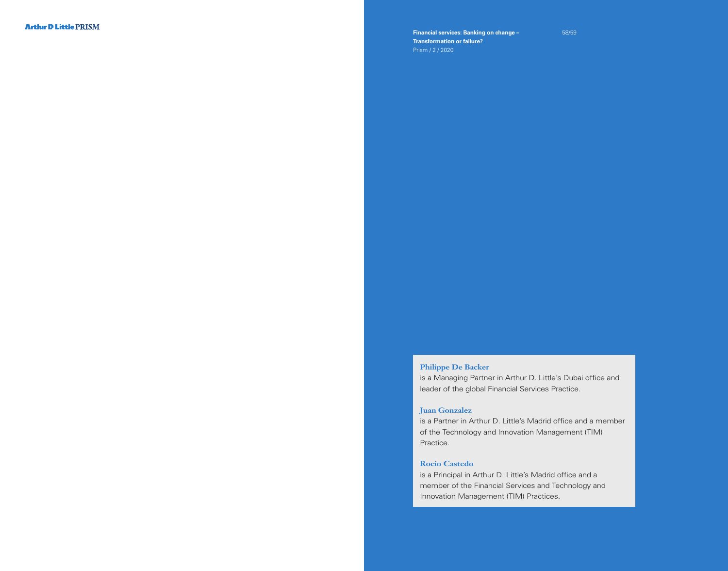**Philippe De Backer**
is a Managing Partner in Arthur D. Little's Dubai office and leader of the global Financial Services Practice.

**Juan Gonzalez**
is a Partner in Arthur D. Little's Madrid office and a member of the Technology and Innovation Management (TIM) Practice.

**Rocio Castedo**
is a Principal in Arthur D. Little's Madrid office and a member of the Financial Services and Technology and Innovation Management (TIM) Practices.